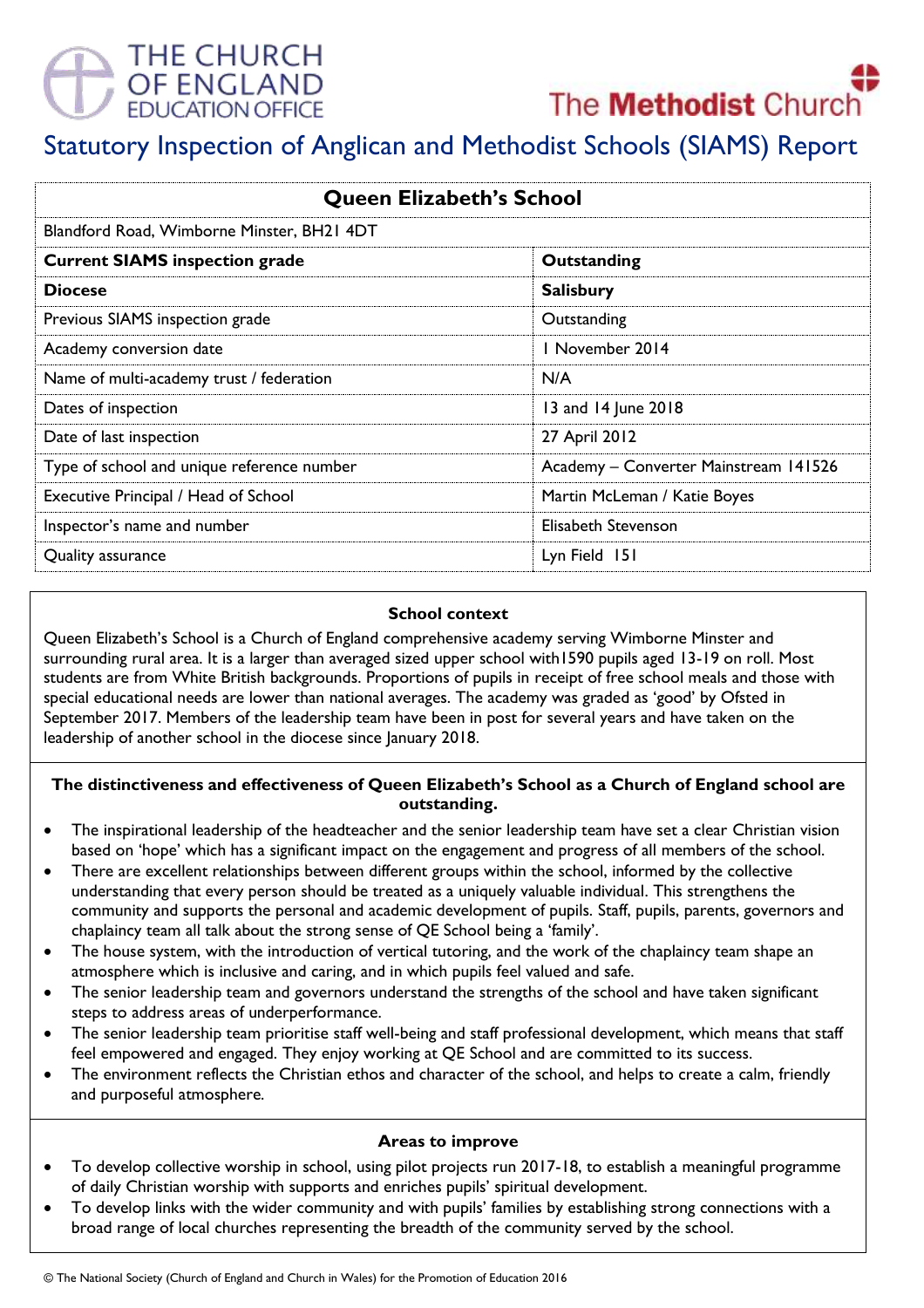THE CHURCH OF ENGLAND EDUCATION OFFICE

The Methodist Church

# Statutory Inspection of Anglican and Methodist Schools (SIAMS) Report

| Queen Elizabeth's School | |
|---|---|
| Blandford Road, Wimborne Minster, BH21 4DT | |
| **Current SIAMS inspection grade** | **Outstanding** |
| **Diocese** | **Salisbury** |
| Previous SIAMS inspection grade | Outstanding |
| Academy conversion date | 1 November 2014 |
| Name of multi-academy trust / federation | N/A |
| Dates of inspection | 13 and 14 June 2018 |
| Date of last inspection | 27 April 2012 |
| Type of school and unique reference number | Academy – Converter Mainstream 141526 |
| Executive Principal / Head of School | Martin McLeman / Katie Boyes |
| Inspector's name and number | Elisabeth Stevenson |
| Quality assurance | Lyn Field 151 |

### School context

Queen Elizabeth's School is a Church of England comprehensive academy serving Wimborne Minster and surrounding rural area. It is a larger than averaged sized upper school with1590 pupils aged 13-19 on roll. Most students are from White British backgrounds. Proportions of pupils in receipt of free school meals and those with special educational needs are lower than national averages. The academy was graded as 'good' by Ofsted in September 2017. Members of the leadership team have been in post for several years and have taken on the leadership of another school in the diocese since January 2018.

### The distinctiveness and effectiveness of Queen Elizabeth's School as a Church of England school are outstanding.

- The inspirational leadership of the headteacher and the senior leadership team have set a clear Christian vision based on 'hope' which has a significant impact on the engagement and progress of all members of the school.
- There are excellent relationships between different groups within the school, informed by the collective understanding that every person should be treated as a uniquely valuable individual. This strengthens the community and supports the personal and academic development of pupils. Staff, pupils, parents, governors and chaplaincy team all talk about the strong sense of QE School being a 'family'.
- The house system, with the introduction of vertical tutoring, and the work of the chaplaincy team shape an atmosphere which is inclusive and caring, and in which pupils feel valued and safe.
- The senior leadership team and governors understand the strengths of the school and have taken significant steps to address areas of underperformance.
- The senior leadership team prioritise staff well-being and staff professional development, which means that staff feel empowered and engaged. They enjoy working at QE School and are committed to its success.
- The environment reflects the Christian ethos and character of the school, and helps to create a calm, friendly and purposeful atmosphere.

### Areas to improve

- To develop collective worship in school, using pilot projects run 2017-18, to establish a meaningful programme of daily Christian worship with supports and enriches pupils' spiritual development.
- To develop links with the wider community and with pupils' families by establishing strong connections with a broad range of local churches representing the breadth of the community served by the school.

© The National Society (Church of England and Church in Wales) for the Promotion of Education 2016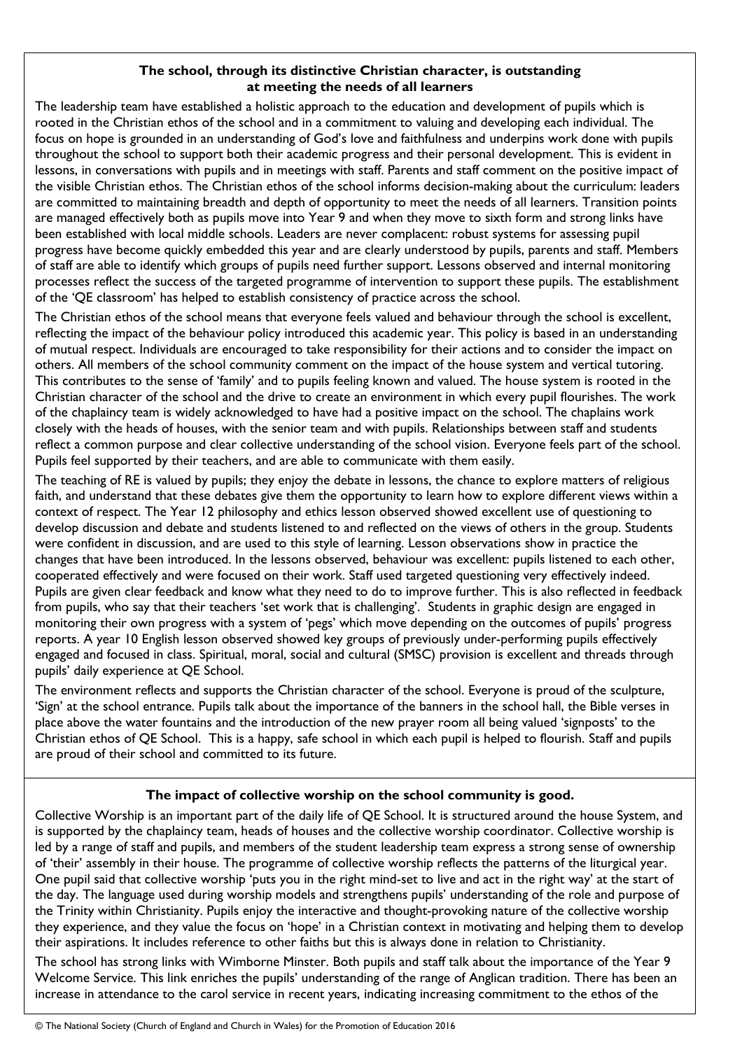### The school, through its distinctive Christian character, is outstanding at meeting the needs of all learners

The leadership team have established a holistic approach to the education and development of pupils which is rooted in the Christian ethos of the school and in a commitment to valuing and developing each individual. The focus on hope is grounded in an understanding of God's love and faithfulness and underpins work done with pupils throughout the school to support both their academic progress and their personal development. This is evident in lessons, in conversations with pupils and in meetings with staff. Parents and staff comment on the positive impact of the visible Christian ethos. The Christian ethos of the school informs decision-making about the curriculum: leaders are committed to maintaining breadth and depth of opportunity to meet the needs of all learners. Transition points are managed effectively both as pupils move into Year 9 and when they move to sixth form and strong links have been established with local middle schools. Leaders are never complacent: robust systems for assessing pupil progress have become quickly embedded this year and are clearly understood by pupils, parents and staff. Members of staff are able to identify which groups of pupils need further support. Lessons observed and internal monitoring processes reflect the success of the targeted programme of intervention to support these pupils. The establishment of the 'QE classroom' has helped to establish consistency of practice across the school.

The Christian ethos of the school means that everyone feels valued and behaviour through the school is excellent, reflecting the impact of the behaviour policy introduced this academic year. This policy is based in an understanding of mutual respect. Individuals are encouraged to take responsibility for their actions and to consider the impact on others. All members of the school community comment on the impact of the house system and vertical tutoring. This contributes to the sense of 'family' and to pupils feeling known and valued. The house system is rooted in the Christian character of the school and the drive to create an environment in which every pupil flourishes. The work of the chaplaincy team is widely acknowledged to have had a positive impact on the school. The chaplains work closely with the heads of houses, with the senior team and with pupils. Relationships between staff and students reflect a common purpose and clear collective understanding of the school vision. Everyone feels part of the school. Pupils feel supported by their teachers, and are able to communicate with them easily.

The teaching of RE is valued by pupils; they enjoy the debate in lessons, the chance to explore matters of religious faith, and understand that these debates give them the opportunity to learn how to explore different views within a context of respect. The Year 12 philosophy and ethics lesson observed showed excellent use of questioning to develop discussion and debate and students listened to and reflected on the views of others in the group. Students were confident in discussion, and are used to this style of learning. Lesson observations show in practice the changes that have been introduced. In the lessons observed, behaviour was excellent: pupils listened to each other, cooperated effectively and were focused on their work. Staff used targeted questioning very effectively indeed. Pupils are given clear feedback and know what they need to do to improve further. This is also reflected in feedback from pupils, who say that their teachers 'set work that is challenging'. Students in graphic design are engaged in monitoring their own progress with a system of 'pegs' which move depending on the outcomes of pupils' progress reports. A year 10 English lesson observed showed key groups of previously under-performing pupils effectively engaged and focused in class. Spiritual, moral, social and cultural (SMSC) provision is excellent and threads through pupils' daily experience at QE School.

The environment reflects and supports the Christian character of the school. Everyone is proud of the sculpture, 'Sign' at the school entrance. Pupils talk about the importance of the banners in the school hall, the Bible verses in place above the water fountains and the introduction of the new prayer room all being valued 'signposts' to the Christian ethos of QE School. This is a happy, safe school in which each pupil is helped to flourish. Staff and pupils are proud of their school and committed to its future.

### The impact of collective worship on the school community is good.

Collective Worship is an important part of the daily life of QE School. It is structured around the house System, and is supported by the chaplaincy team, heads of houses and the collective worship coordinator. Collective worship is led by a range of staff and pupils, and members of the student leadership team express a strong sense of ownership of 'their' assembly in their house. The programme of collective worship reflects the patterns of the liturgical year. One pupil said that collective worship 'puts you in the right mind-set to live and act in the right way' at the start of the day. The language used during worship models and strengthens pupils' understanding of the role and purpose of the Trinity within Christianity. Pupils enjoy the interactive and thought-provoking nature of the collective worship they experience, and they value the focus on 'hope' in a Christian context in motivating and helping them to develop their aspirations. It includes reference to other faiths but this is always done in relation to Christianity.

The school has strong links with Wimborne Minster. Both pupils and staff talk about the importance of the Year 9 Welcome Service. This link enriches the pupils' understanding of the range of Anglican tradition. There has been an increase in attendance to the carol service in recent years, indicating increasing commitment to the ethos of the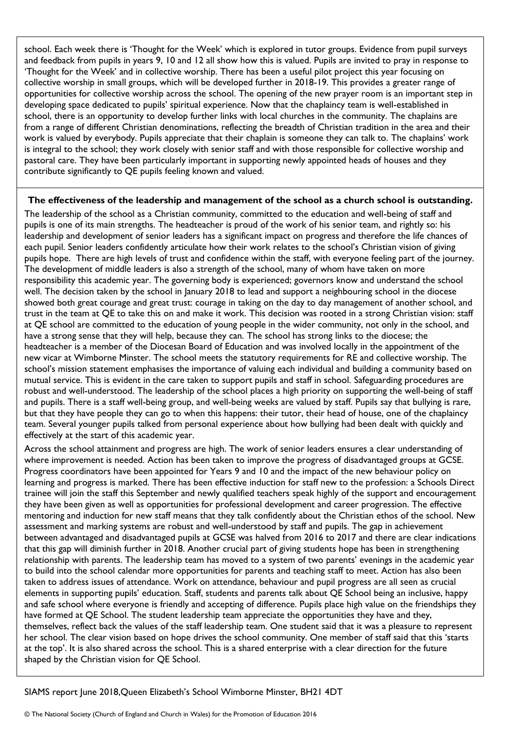school. Each week there is 'Thought for the Week' which is explored in tutor groups. Evidence from pupil surveys and feedback from pupils in years 9, 10 and 12 all show how this is valued. Pupils are invited to pray in response to 'Thought for the Week' and in collective worship. There has been a useful pilot project this year focusing on collective worship in small groups, which will be developed further in 2018-19. This provides a greater range of opportunities for collective worship across the school. The opening of the new prayer room is an important step in developing space dedicated to pupils' spiritual experience. Now that the chaplaincy team is well-established in school, there is an opportunity to develop further links with local churches in the community. The chaplains are from a range of different Christian denominations, reflecting the breadth of Christian tradition in the area and their work is valued by everybody. Pupils appreciate that their chaplain is someone they can talk to. The chaplains' work is integral to the school; they work closely with senior staff and with those responsible for collective worship and pastoral care. They have been particularly important in supporting newly appointed heads of houses and they contribute significantly to QE pupils feeling known and valued.

**The effectiveness of the leadership and management of the school as a church school is outstanding.**

The leadership of the school as a Christian community, committed to the education and well-being of staff and pupils is one of its main strengths. The headteacher is proud of the work of his senior team, and rightly so: his leadership and development of senior leaders has a significant impact on progress and therefore the life chances of each pupil. Senior leaders confidently articulate how their work relates to the school's Christian vision of giving pupils hope. There are high levels of trust and confidence within the staff, with everyone feeling part of the journey. The development of middle leaders is also a strength of the school, many of whom have taken on more responsibility this academic year. The governing body is experienced; governors know and understand the school well. The decision taken by the school in January 2018 to lead and support a neighbouring school in the diocese showed both great courage and great trust: courage in taking on the day to day management of another school, and trust in the team at QE to take this on and make it work. This decision was rooted in a strong Christian vision: staff at QE school are committed to the education of young people in the wider community, not only in the school, and have a strong sense that they will help, because they can. The school has strong links to the diocese; the headteacher is a member of the Diocesan Board of Education and was involved locally in the appointment of the new vicar at Wimborne Minster. The school meets the statutory requirements for RE and collective worship. The school's mission statement emphasises the importance of valuing each individual and building a community based on mutual service. This is evident in the care taken to support pupils and staff in school. Safeguarding procedures are robust and well-understood. The leadership of the school places a high priority on supporting the well-being of staff and pupils. There is a staff well-being group, and well-being weeks are valued by staff. Pupils say that bullying is rare, but that they have people they can go to when this happens: their tutor, their head of house, one of the chaplaincy team. Several younger pupils talked from personal experience about how bullying had been dealt with quickly and effectively at the start of this academic year.

Across the school attainment and progress are high. The work of senior leaders ensures a clear understanding of where improvement is needed. Action has been taken to improve the progress of disadvantaged groups at GCSE. Progress coordinators have been appointed for Years 9 and 10 and the impact of the new behaviour policy on learning and progress is marked. There has been effective induction for staff new to the profession: a Schools Direct trainee will join the staff this September and newly qualified teachers speak highly of the support and encouragement they have been given as well as opportunities for professional development and career progression. The effective mentoring and induction for new staff means that they talk confidently about the Christian ethos of the school. New assessment and marking systems are robust and well-understood by staff and pupils. The gap in achievement between advantaged and disadvantaged pupils at GCSE was halved from 2016 to 2017 and there are clear indications that this gap will diminish further in 2018. Another crucial part of giving students hope has been in strengthening relationship with parents. The leadership team has moved to a system of two parents' evenings in the academic year to build into the school calendar more opportunities for parents and teaching staff to meet. Action has also been taken to address issues of attendance. Work on attendance, behaviour and pupil progress are all seen as crucial elements in supporting pupils' education. Staff, students and parents talk about QE School being an inclusive, happy and safe school where everyone is friendly and accepting of difference. Pupils place high value on the friendships they have formed at QE School. The student leadership team appreciate the opportunities they have and they, themselves, reflect back the values of the staff leadership team. One student said that it was a pleasure to represent her school. The clear vision based on hope drives the school community. One member of staff said that this 'starts at the top'. It is also shared across the school. This is a shared enterprise with a clear direction for the future shaped by the Christian vision for QE School.

SIAMS report June 2018,Queen Elizabeth's School Wimborne Minster, BH21 4DT

© The National Society (Church of England and Church in Wales) for the Promotion of Education 2016